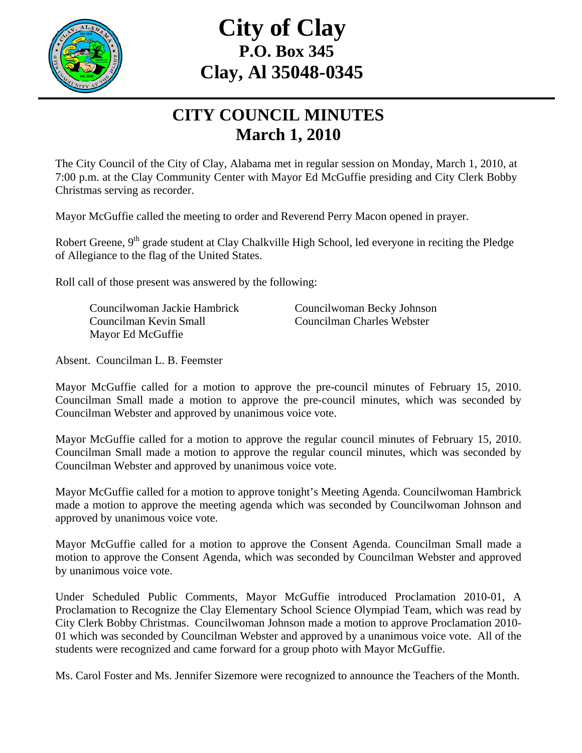# City of Clay
## P.O. Box 345
## Clay, Al 35048-0345

---

## CITY COUNCIL MINUTES
## March 1, 2010

The City Council of the City of Clay, Alabama met in regular session on Monday, March 1, 2010, at 7:00 p.m. at the Clay Community Center with Mayor Ed McGuffie presiding and City Clerk Bobby Christmas serving as recorder.

Mayor McGuffie called the meeting to order and Reverend Perry Macon opened in prayer.

Robert Greene, 9th grade student at Clay Chalkville High School, led everyone in reciting the Pledge of Allegiance to the flag of the United States.

Roll call of those present was answered by the following:

Councilwoman Jackie Hambrick
Councilwoman Becky Johnson
Councilman Kevin Small
Councilman Charles Webster
Mayor Ed McGuffie

Absent. Councilman L. B. Feemster

Mayor McGuffie called for a motion to approve the pre-council minutes of February 15, 2010. Councilman Small made a motion to approve the pre-council minutes, which was seconded by Councilman Webster and approved by unanimous voice vote.

Mayor McGuffie called for a motion to approve the regular council minutes of February 15, 2010. Councilman Small made a motion to approve the regular council minutes, which was seconded by Councilman Webster and approved by unanimous voice vote.

Mayor McGuffie called for a motion to approve tonight's Meeting Agenda. Councilwoman Hambrick made a motion to approve the meeting agenda which was seconded by Councilwoman Johnson and approved by unanimous voice vote.

Mayor McGuffie called for a motion to approve the Consent Agenda. Councilman Small made a motion to approve the Consent Agenda, which was seconded by Councilman Webster and approved by unanimous voice vote.

Under Scheduled Public Comments, Mayor McGuffie introduced Proclamation 2010-01, A Proclamation to Recognize the Clay Elementary School Science Olympiad Team, which was read by City Clerk Bobby Christmas. Councilwoman Johnson made a motion to approve Proclamation 2010-01 which was seconded by Councilman Webster and approved by a unanimous voice vote. All of the students were recognized and came forward for a group photo with Mayor McGuffie.

Ms. Carol Foster and Ms. Jennifer Sizemore were recognized to announce the Teachers of the Month.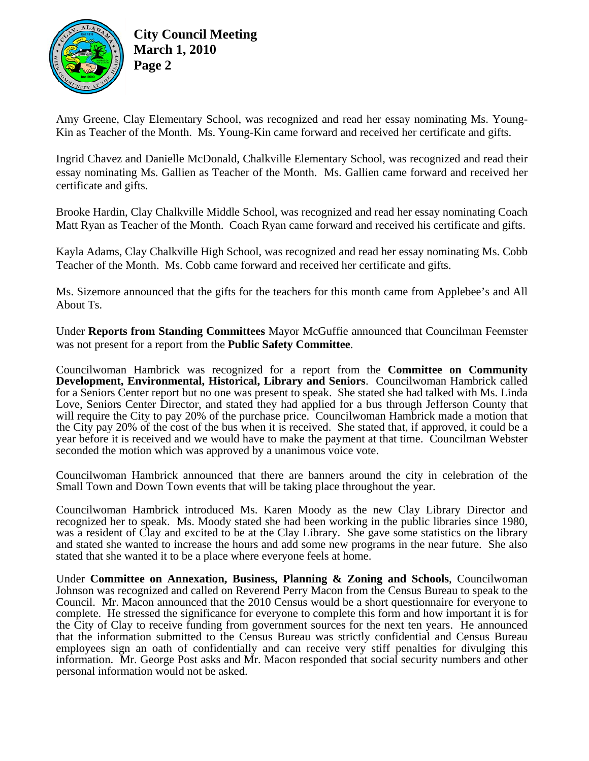Amy Greene, Clay Elementary School, was recognized and read her essay nominating Ms. Young-Kin as Teacher of the Month. Ms. Young-Kin came forward and received her certificate and gifts.

Ingrid Chavez and Danielle McDonald, Chalkville Elementary School, was recognized and read their essay nominating Ms. Gallien as Teacher of the Month. Ms. Gallien came forward and received her certificate and gifts.

Brooke Hardin, Clay Chalkville Middle School, was recognized and read her essay nominating Coach Matt Ryan as Teacher of the Month. Coach Ryan came forward and received his certificate and gifts.

Kayla Adams, Clay Chalkville High School, was recognized and read her essay nominating Ms. Cobb Teacher of the Month. Ms. Cobb came forward and received her certificate and gifts.

Ms. Sizemore announced that the gifts for the teachers for this month came from Applebee's and All About Ts.

Under **Reports from Standing Committees** Mayor McGuffie announced that Councilman Feemster was not present for a report from the **Public Safety Committee**.

Councilwoman Hambrick was recognized for a report from the **Committee on Community Development, Environmental, Historical, Library and Seniors**. Councilwoman Hambrick called for a Seniors Center report but no one was present to speak. She stated she had talked with Ms. Linda Love, Seniors Center Director, and stated they had applied for a bus through Jefferson County that will require the City to pay 20% of the purchase price. Councilwoman Hambrick made a motion that the City pay 20% of the cost of the bus when it is received. She stated that, if approved, it could be a year before it is received and we would have to make the payment at that time. Councilman Webster seconded the motion which was approved by a unanimous voice vote.

Councilwoman Hambrick announced that there are banners around the city in celebration of the Small Town and Down Town events that will be taking place throughout the year.

Councilwoman Hambrick introduced Ms. Karen Moody as the new Clay Library Director and recognized her to speak. Ms. Moody stated she had been working in the public libraries since 1980, was a resident of Clay and excited to be at the Clay Library. She gave some statistics on the library and stated she wanted to increase the hours and add some new programs in the near future. She also stated that she wanted it to be a place where everyone feels at home.

Under **Committee on Annexation, Business, Planning & Zoning and Schools**, Councilwoman Johnson was recognized and called on Reverend Perry Macon from the Census Bureau to speak to the Council. Mr. Macon announced that the 2010 Census would be a short questionnaire for everyone to complete. He stressed the significance for everyone to complete this form and how important it is for the City of Clay to receive funding from government sources for the next ten years. He announced that the information submitted to the Census Bureau was strictly confidential and Census Bureau employees sign an oath of confidentially and can receive very stiff penalties for divulging this information. Mr. George Post asks and Mr. Macon responded that social security numbers and other personal information would not be asked.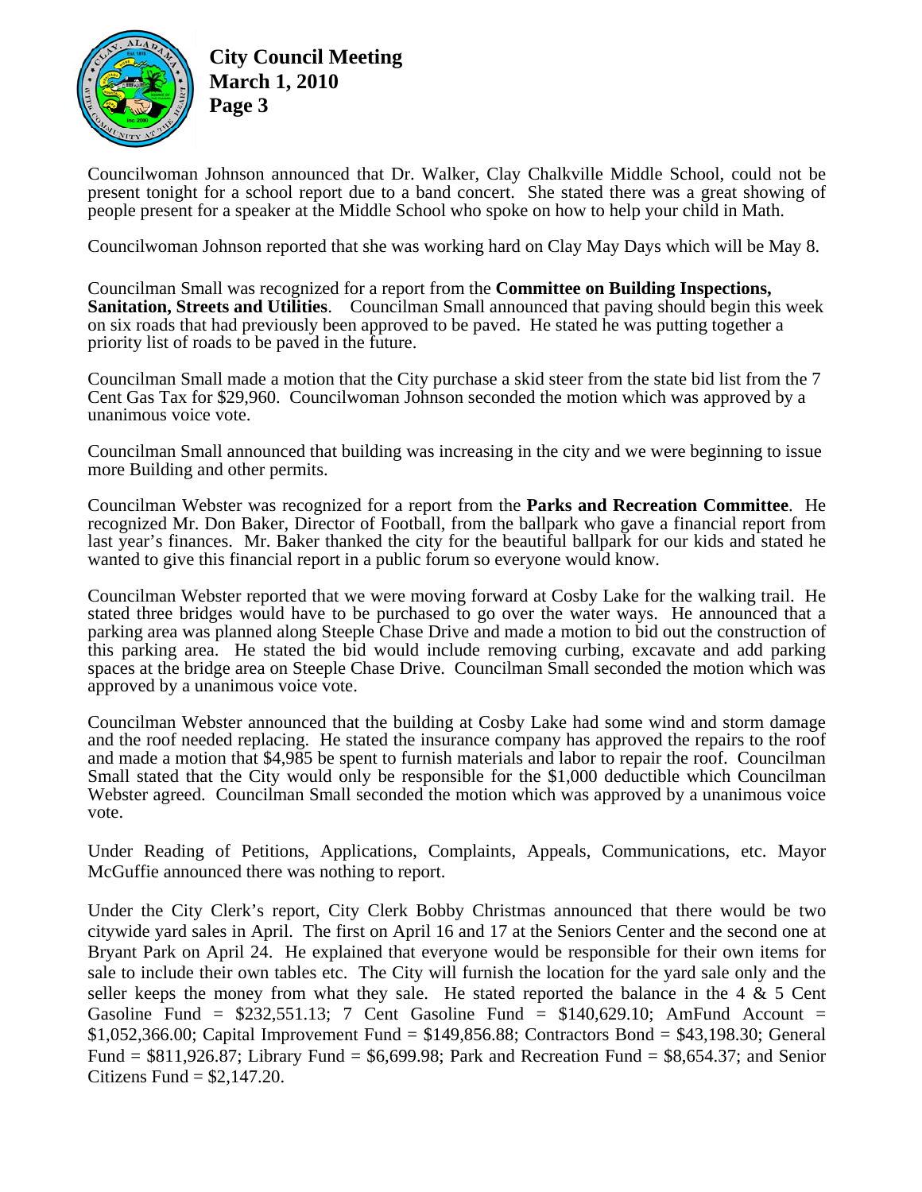Councilwoman Johnson announced that Dr. Walker, Clay Chalkville Middle School, could not be present tonight for a school report due to a band concert. She stated there was a great showing of people present for a speaker at the Middle School who spoke on how to help your child in Math.

Councilwoman Johnson reported that she was working hard on Clay May Days which will be May 8.

Councilman Small was recognized for a report from the **Committee on Building Inspections, Sanitation, Streets and Utilities**. Councilman Small announced that paving should begin this week on six roads that had previously been approved to be paved. He stated he was putting together a priority list of roads to be paved in the future.

Councilman Small made a motion that the City purchase a skid steer from the state bid list from the 7 Cent Gas Tax for $29,960. Councilwoman Johnson seconded the motion which was approved by a unanimous voice vote.

Councilman Small announced that building was increasing in the city and we were beginning to issue more Building and other permits.

Councilman Webster was recognized for a report from the **Parks and Recreation Committee**. He recognized Mr. Don Baker, Director of Football, from the ballpark who gave a financial report from last year's finances. Mr. Baker thanked the city for the beautiful ballpark for our kids and stated he wanted to give this financial report in a public forum so everyone would know.

Councilman Webster reported that we were moving forward at Cosby Lake for the walking trail. He stated three bridges would have to be purchased to go over the water ways. He announced that a parking area was planned along Steeple Chase Drive and made a motion to bid out the construction of this parking area. He stated the bid would include removing curbing, excavate and add parking spaces at the bridge area on Steeple Chase Drive. Councilman Small seconded the motion which was approved by a unanimous voice vote.

Councilman Webster announced that the building at Cosby Lake had some wind and storm damage and the roof needed replacing. He stated the insurance company has approved the repairs to the roof and made a motion that $4,985 be spent to furnish materials and labor to repair the roof. Councilman Small stated that the City would only be responsible for the $1,000 deductible which Councilman Webster agreed. Councilman Small seconded the motion which was approved by a unanimous voice vote.

Under Reading of Petitions, Applications, Complaints, Appeals, Communications, etc. Mayor McGuffie announced there was nothing to report.

Under the City Clerk's report, City Clerk Bobby Christmas announced that there would be two citywide yard sales in April. The first on April 16 and 17 at the Seniors Center and the second one at Bryant Park on April 24. He explained that everyone would be responsible for their own items for sale to include their own tables etc. The City will furnish the location for the yard sale only and the seller keeps the money from what they sale. He stated reported the balance in the 4 & 5 Cent Gasoline Fund = $232,551.13; 7 Cent Gasoline Fund = $140,629.10; AmFund Account = $1,052,366.00; Capital Improvement Fund = $149,856.88; Contractors Bond = $43,198.30; General Fund = $811,926.87; Library Fund = $6,699.98; Park and Recreation Fund = $8,654.37; and Senior Citizens Fund = $2,147.20.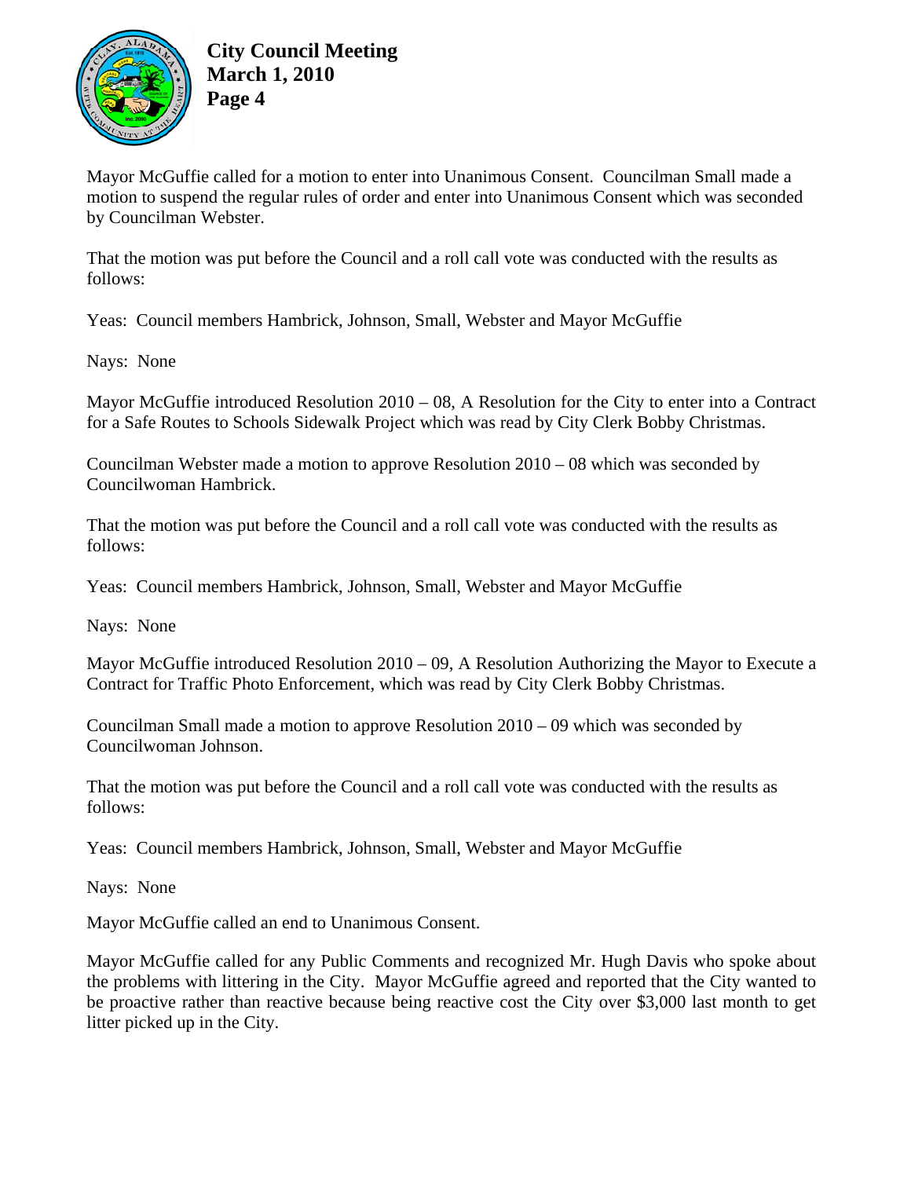Mayor McGuffie called for a motion to enter into Unanimous Consent. Councilman Small made a motion to suspend the regular rules of order and enter into Unanimous Consent which was seconded by Councilman Webster.

That the motion was put before the Council and a roll call vote was conducted with the results as follows:

Yeas: Council members Hambrick, Johnson, Small, Webster and Mayor McGuffie

Nays: None

Mayor McGuffie introduced Resolution 2010 – 08, A Resolution for the City to enter into a Contract for a Safe Routes to Schools Sidewalk Project which was read by City Clerk Bobby Christmas.

Councilman Webster made a motion to approve Resolution 2010 – 08 which was seconded by Councilwoman Hambrick.

That the motion was put before the Council and a roll call vote was conducted with the results as follows:

Yeas: Council members Hambrick, Johnson, Small, Webster and Mayor McGuffie

Nays: None

Mayor McGuffie introduced Resolution 2010 – 09, A Resolution Authorizing the Mayor to Execute a Contract for Traffic Photo Enforcement, which was read by City Clerk Bobby Christmas.

Councilman Small made a motion to approve Resolution 2010 – 09 which was seconded by Councilwoman Johnson.

That the motion was put before the Council and a roll call vote was conducted with the results as follows:

Yeas: Council members Hambrick, Johnson, Small, Webster and Mayor McGuffie

Nays: None

Mayor McGuffie called an end to Unanimous Consent.

Mayor McGuffie called for any Public Comments and recognized Mr. Hugh Davis who spoke about the problems with littering in the City. Mayor McGuffie agreed and reported that the City wanted to be proactive rather than reactive because being reactive cost the City over $3,000 last month to get litter picked up in the City.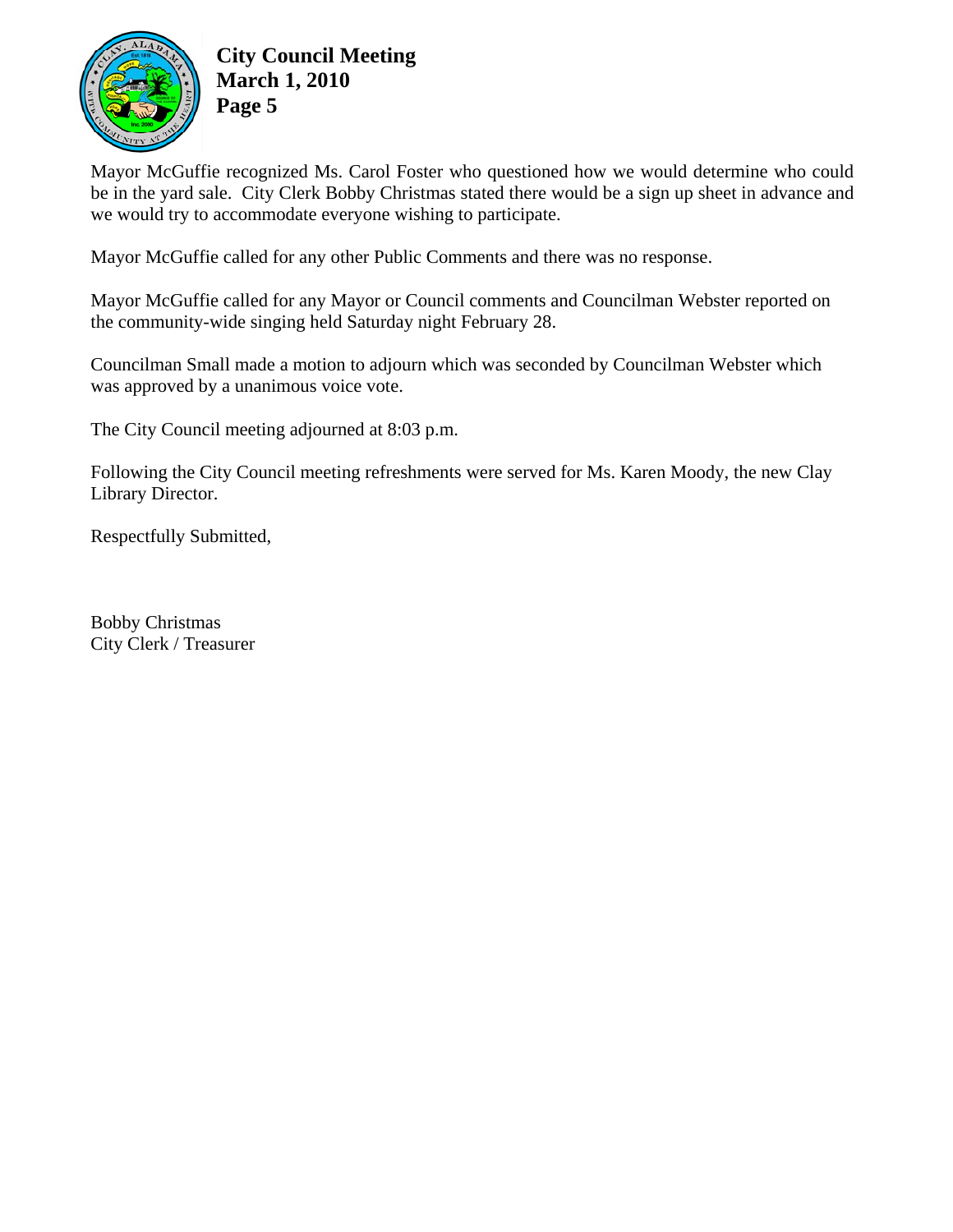Mayor McGuffie recognized Ms. Carol Foster who questioned how we would determine who could be in the yard sale. City Clerk Bobby Christmas stated there would be a sign up sheet in advance and we would try to accommodate everyone wishing to participate.

Mayor McGuffie called for any other Public Comments and there was no response.

Mayor McGuffie called for any Mayor or Council comments and Councilman Webster reported on the community-wide singing held Saturday night February 28.

Councilman Small made a motion to adjourn which was seconded by Councilman Webster which was approved by a unanimous voice vote.

The City Council meeting adjourned at 8:03 p.m.

Following the City Council meeting refreshments were served for Ms. Karen Moody, the new Clay Library Director.

Respectfully Submitted,

Bobby Christmas
City Clerk / Treasurer